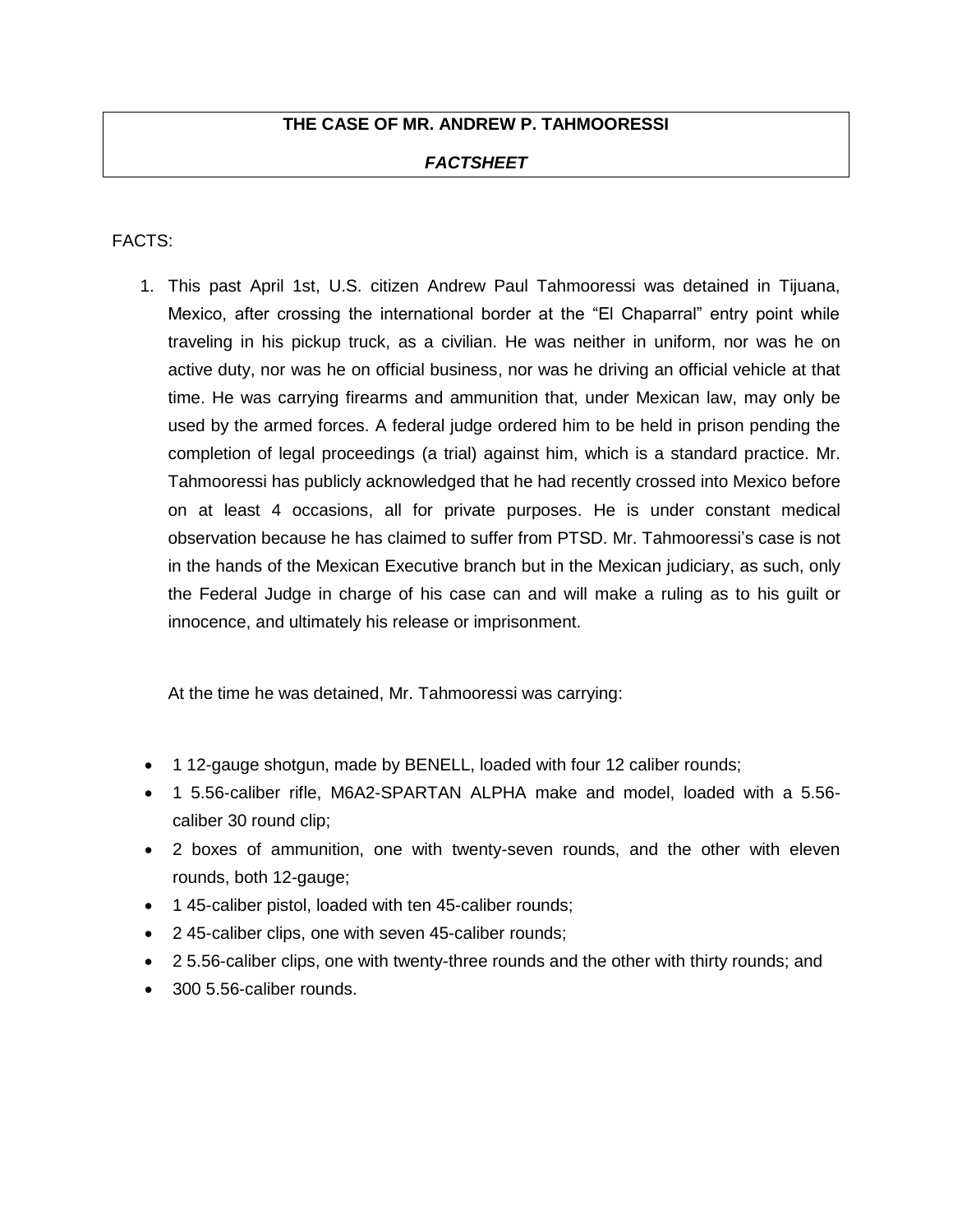**THE CASE OF MR. ANDREW P. TAHMOORESSI**

***FACTSHEET***

FACTS:

1. This past April 1st, U.S. citizen Andrew Paul Tahmooressi was detained in Tijuana, Mexico, after crossing the international border at the "El Chaparral" entry point while traveling in his pickup truck, as a civilian. He was neither in uniform, nor was he on active duty, nor was he on official business, nor was he driving an official vehicle at that time. He was carrying firearms and ammunition that, under Mexican law, may only be used by the armed forces. A federal judge ordered him to be held in prison pending the completion of legal proceedings (a trial) against him, which is a standard practice. Mr. Tahmooressi has publicly acknowledged that he had recently crossed into Mexico before on at least 4 occasions, all for private purposes. He is under constant medical observation because he has claimed to suffer from PTSD. Mr. Tahmooressi's case is not in the hands of the Mexican Executive branch but in the Mexican judiciary, as such, only the Federal Judge in charge of his case can and will make a ruling as to his guilt or innocence, and ultimately his release or imprisonment.

   At the time he was detained, Mr. Tahmooressi was carrying:

- 1 12-gauge shotgun, made by BENELL, loaded with four 12 caliber rounds;
- 1 5.56-caliber rifle, M6A2-SPARTAN ALPHA make and model, loaded with a 5.56-caliber 30 round clip;
- 2 boxes of ammunition, one with twenty-seven rounds, and the other with eleven rounds, both 12-gauge;
- 1 45-caliber pistol, loaded with ten 45-caliber rounds;
- 2 45-caliber clips, one with seven 45-caliber rounds;
- 2 5.56-caliber clips, one with twenty-three rounds and the other with thirty rounds; and
- 300 5.56-caliber rounds.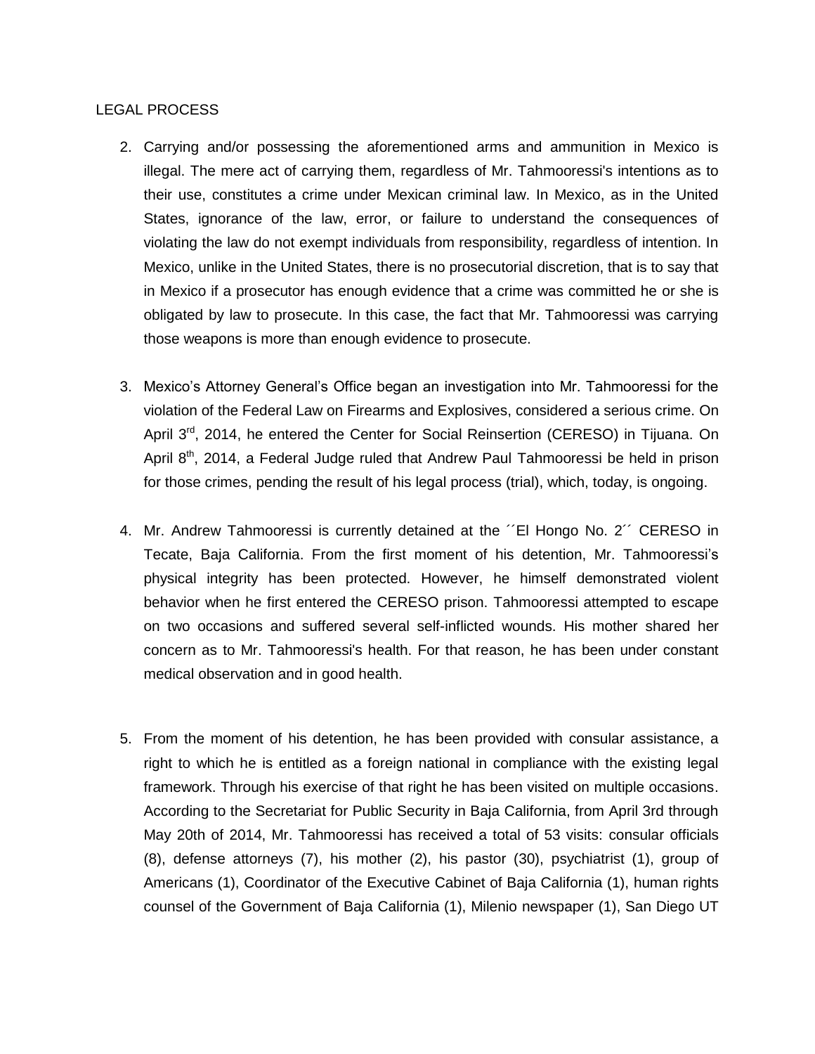LEGAL PROCESS

2. Carrying and/or possessing the aforementioned arms and ammunition in Mexico is illegal. The mere act of carrying them, regardless of Mr. Tahmooressi's intentions as to their use, constitutes a crime under Mexican criminal law. In Mexico, as in the United States, ignorance of the law, error, or failure to understand the consequences of violating the law do not exempt individuals from responsibility, regardless of intention. In Mexico, unlike in the United States, there is no prosecutorial discretion, that is to say that in Mexico if a prosecutor has enough evidence that a crime was committed he or she is obligated by law to prosecute. In this case, the fact that Mr. Tahmooressi was carrying those weapons is more than enough evidence to prosecute.

3. Mexico's Attorney General's Office began an investigation into Mr. Tahmooressi for the violation of the Federal Law on Firearms and Explosives, considered a serious crime. On April 3rd, 2014, he entered the Center for Social Reinsertion (CERESO) in Tijuana. On April 8th, 2014, a Federal Judge ruled that Andrew Paul Tahmooressi be held in prison for those crimes, pending the result of his legal process (trial), which, today, is ongoing.

4. Mr. Andrew Tahmooressi is currently detained at the ´´El Hongo No. 2´´ CERESO in Tecate, Baja California. From the first moment of his detention, Mr. Tahmooressi's physical integrity has been protected. However, he himself demonstrated violent behavior when he first entered the CERESO prison. Tahmooressi attempted to escape on two occasions and suffered several self-inflicted wounds. His mother shared her concern as to Mr. Tahmooressi's health. For that reason, he has been under constant medical observation and in good health.

5. From the moment of his detention, he has been provided with consular assistance, a right to which he is entitled as a foreign national in compliance with the existing legal framework. Through his exercise of that right he has been visited on multiple occasions. According to the Secretariat for Public Security in Baja California, from April 3rd through May 20th of 2014, Mr. Tahmooressi has received a total of 53 visits: consular officials (8), defense attorneys (7), his mother (2), his pastor (30), psychiatrist (1), group of Americans (1), Coordinator of the Executive Cabinet of Baja California (1), human rights counsel of the Government of Baja California (1), Milenio newspaper (1), San Diego UT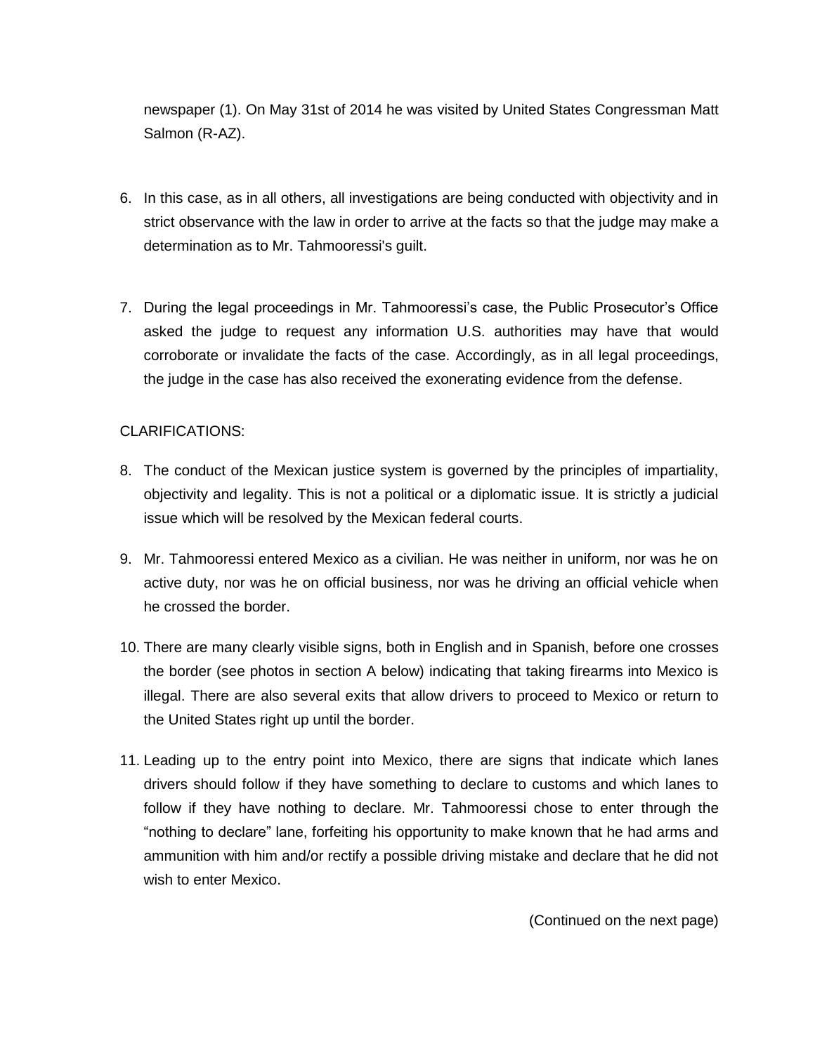newspaper (1). On May 31st of 2014 he was visited by United States Congressman Matt Salmon (R-AZ).

6. In this case, as in all others, all investigations are being conducted with objectivity and in strict observance with the law in order to arrive at the facts so that the judge may make a determination as to Mr. Tahmooressi's guilt.

7. During the legal proceedings in Mr. Tahmooressi's case, the Public Prosecutor's Office asked the judge to request any information U.S. authorities may have that would corroborate or invalidate the facts of the case. Accordingly, as in all legal proceedings, the judge in the case has also received the exonerating evidence from the defense.

CLARIFICATIONS:

8. The conduct of the Mexican justice system is governed by the principles of impartiality, objectivity and legality. This is not a political or a diplomatic issue. It is strictly a judicial issue which will be resolved by the Mexican federal courts.

9. Mr. Tahmooressi entered Mexico as a civilian. He was neither in uniform, nor was he on active duty, nor was he on official business, nor was he driving an official vehicle when he crossed the border.

10. There are many clearly visible signs, both in English and in Spanish, before one crosses the border (see photos in section A below) indicating that taking firearms into Mexico is illegal. There are also several exits that allow drivers to proceed to Mexico or return to the United States right up until the border.

11. Leading up to the entry point into Mexico, there are signs that indicate which lanes drivers should follow if they have something to declare to customs and which lanes to follow if they have nothing to declare. Mr. Tahmooressi chose to enter through the "nothing to declare" lane, forfeiting his opportunity to make known that he had arms and ammunition with him and/or rectify a possible driving mistake and declare that he did not wish to enter Mexico.

(Continued on the next page)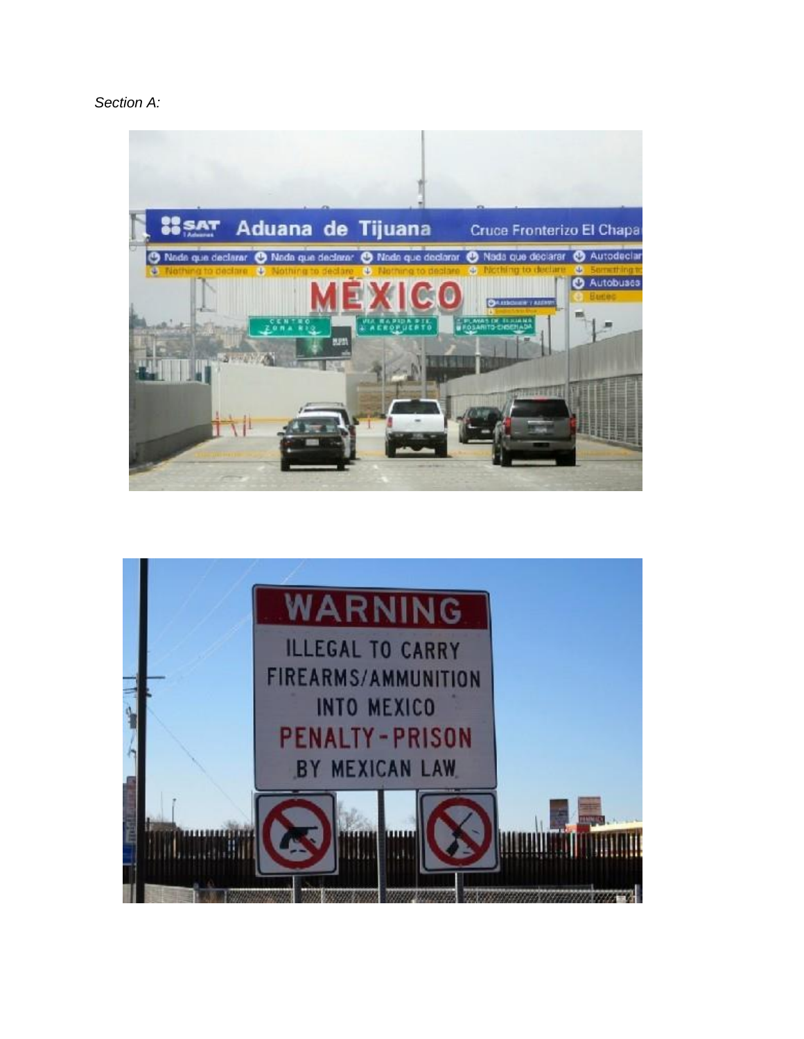*Section A:*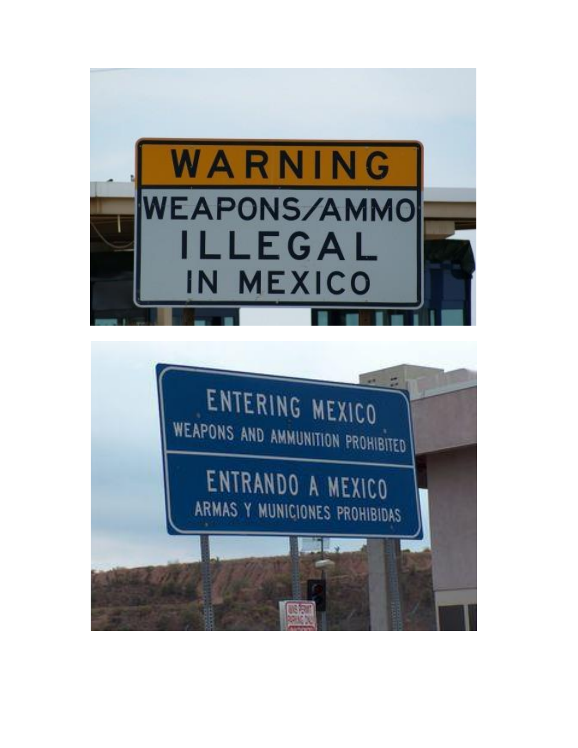WARNING

WEAPONS/AMMO ILLEGAL IN MEXICO

ENTERING MEXICO
WEAPONS AND AMMUNITION PROHIBITED

ENTRANDO A MEXICO
ARMAS Y MUNICIONES PROHIBIDAS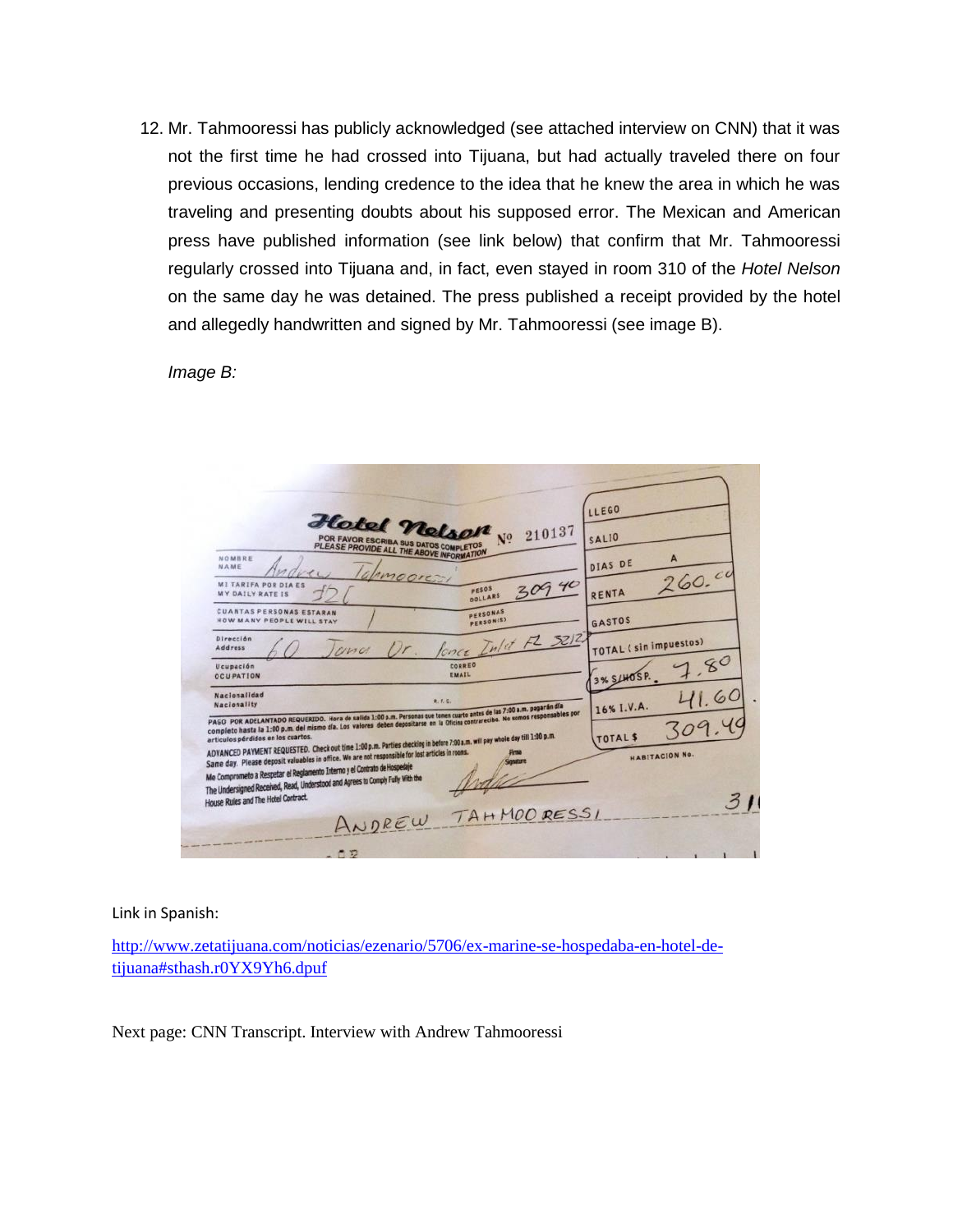12. Mr. Tahmooressi has publicly acknowledged (see attached interview on CNN) that it was not the first time he had crossed into Tijuana, but had actually traveled there on four previous occasions, lending credence to the idea that he knew the area in which he was traveling and presenting doubts about his supposed error. The Mexican and American press have published information (see link below) that confirm that Mr. Tahmooressi regularly crossed into Tijuana and, in fact, even stayed in room 310 of the *Hotel Nelson* on the same day he was detained. The press published a receipt provided by the hotel and allegedly handwritten and signed by Mr. Tahmooressi (see image B).

*Image B:*

Hotel Nelson Nº 210137

POR FAVOR ESCRIBA SUS DATOS COMPLETOS
PLEASE PROVIDE ALL THE ABOVE INFORMATION

| | | | |
|---|---|---|---|
| NOMBRE / NAME | Andrew Tahmooressi | LLEGO | |
| MI TARIFA POR DIA ES / MY DAILY RATE IS | 326 | PESOS / DOLLARS 309.40 | SALIO | |
| CUANTAS PERSONAS ESTARAN / HOW MANY PEOPLE WILL STAY | 1 | PERSONAS / PERSON(S) | DIAS DE | A |
| Dirección / Address | 60 Jona Dr. Ponce Inlet FL 3212? | RENTA | 260.00 |
| Ocupación / OCUPATION | | CORREO / EMAIL | GASTOS | |
| Nacionalidad / Nationality | | R. F. C. | TOTAL (sin impuestos) | |
| | | 3% S/HOSP. | 7.80 |
| | | 16% I.V.A. | 41.60 |
| | | TOTAL $ | 309.40 |
| | | HABITACION No. | 310 |

PAGO POR ADELANTADO REQUERIDO. Hora de salida 1:00 p.m. Personas que tienen cuarto antes de las 7:00 a.m. pagarán día completo hasta la 1:00 p.m. del mismo día. Los valores deben depositarse en la Oficina contrarecibo. No somos responsables por artículos pérdidos en los cuartos.

ADVANCED PAYMENT REQUESTED. Check out time 1:00 p.m. Parties checking in before 7:00 a.m. will pay whole day till 1:00 p.m. Same day. Please deposit valuables in office. We are not responsible for lost articles in rooms.

Me Comprometo a Respetar el Reglamento Interno y el Contrato de Hospedaje
The Undersigned Received, Read, Understood and Agrees to Comply Fully With the House Rules and The Hotel Contract.

Firma / Signature

ANDREW TAHMOORESSI

Link in Spanish:

http://www.zetatijuana.com/noticias/ezenario/5706/ex-marine-se-hospedaba-en-hotel-de-tijuana#sthash.r0YX9Yh6.dpuf

Next page: CNN Transcript. Interview with Andrew Tahmooressi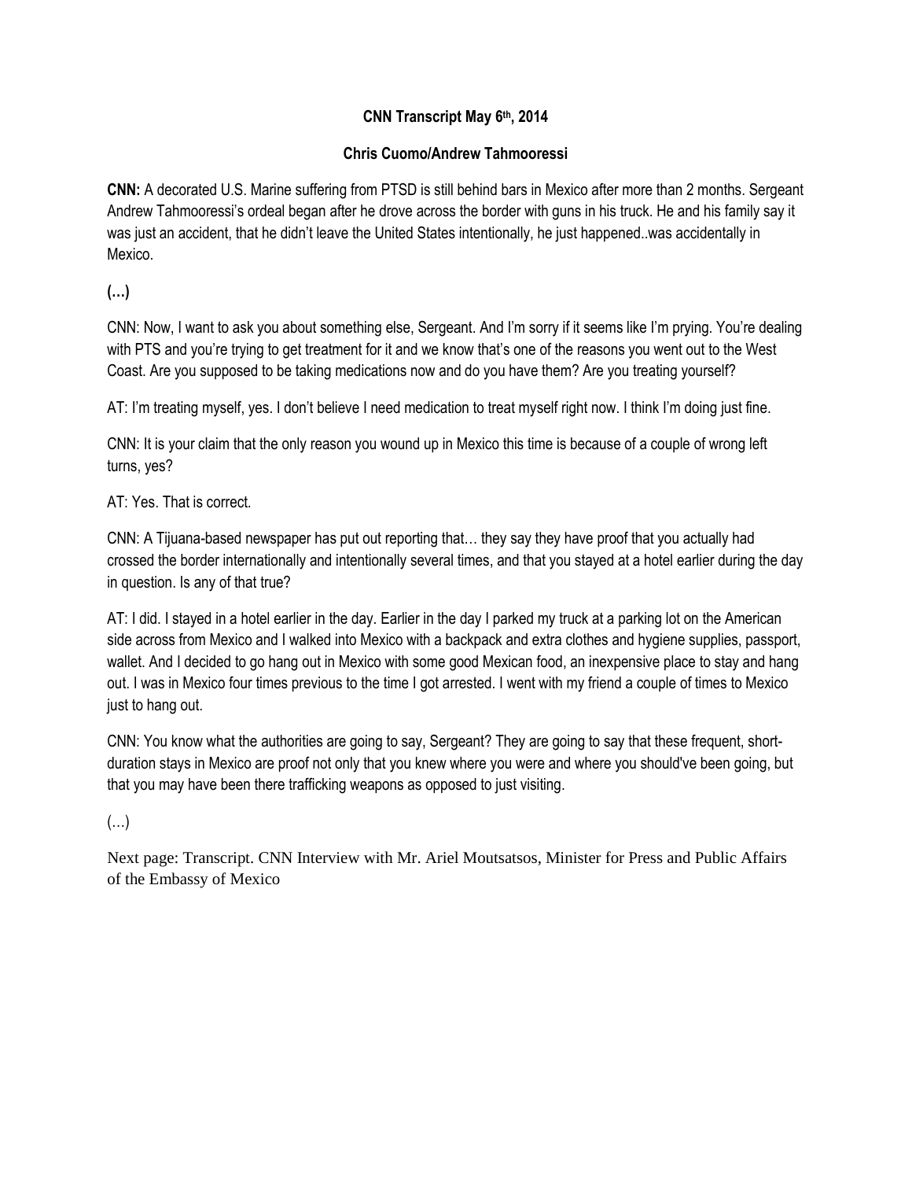**CNN Transcript May 6th, 2014**

**Chris Cuomo/Andrew Tahmooressi**

**CNN:** A decorated U.S. Marine suffering from PTSD is still behind bars in Mexico after more than 2 months. Sergeant Andrew Tahmooressi's ordeal began after he drove across the border with guns in his truck. He and his family say it was just an accident, that he didn't leave the United States intentionally, he just happened..was accidentally in Mexico.

**(…)**

CNN: Now, I want to ask you about something else, Sergeant. And I'm sorry if it seems like I'm prying. You're dealing with PTS and you're trying to get treatment for it and we know that's one of the reasons you went out to the West Coast. Are you supposed to be taking medications now and do you have them? Are you treating yourself?

AT: I'm treating myself, yes. I don't believe I need medication to treat myself right now. I think I'm doing just fine.

CNN: It is your claim that the only reason you wound up in Mexico this time is because of a couple of wrong left turns, yes?

AT: Yes. That is correct.

CNN: A Tijuana-based newspaper has put out reporting that… they say they have proof that you actually had crossed the border internationally and intentionally several times, and that you stayed at a hotel earlier during the day in question. Is any of that true?

AT: I did. I stayed in a hotel earlier in the day. Earlier in the day I parked my truck at a parking lot on the American side across from Mexico and I walked into Mexico with a backpack and extra clothes and hygiene supplies, passport, wallet. And I decided to go hang out in Mexico with some good Mexican food, an inexpensive place to stay and hang out. I was in Mexico four times previous to the time I got arrested. I went with my friend a couple of times to Mexico just to hang out.

CNN: You know what the authorities are going to say, Sergeant? They are going to say that these frequent, short-duration stays in Mexico are proof not only that you knew where you were and where you should've been going, but that you may have been there trafficking weapons as opposed to just visiting.

(…)

Next page: Transcript. CNN Interview with Mr. Ariel Moutsatsos, Minister for Press and Public Affairs of the Embassy of Mexico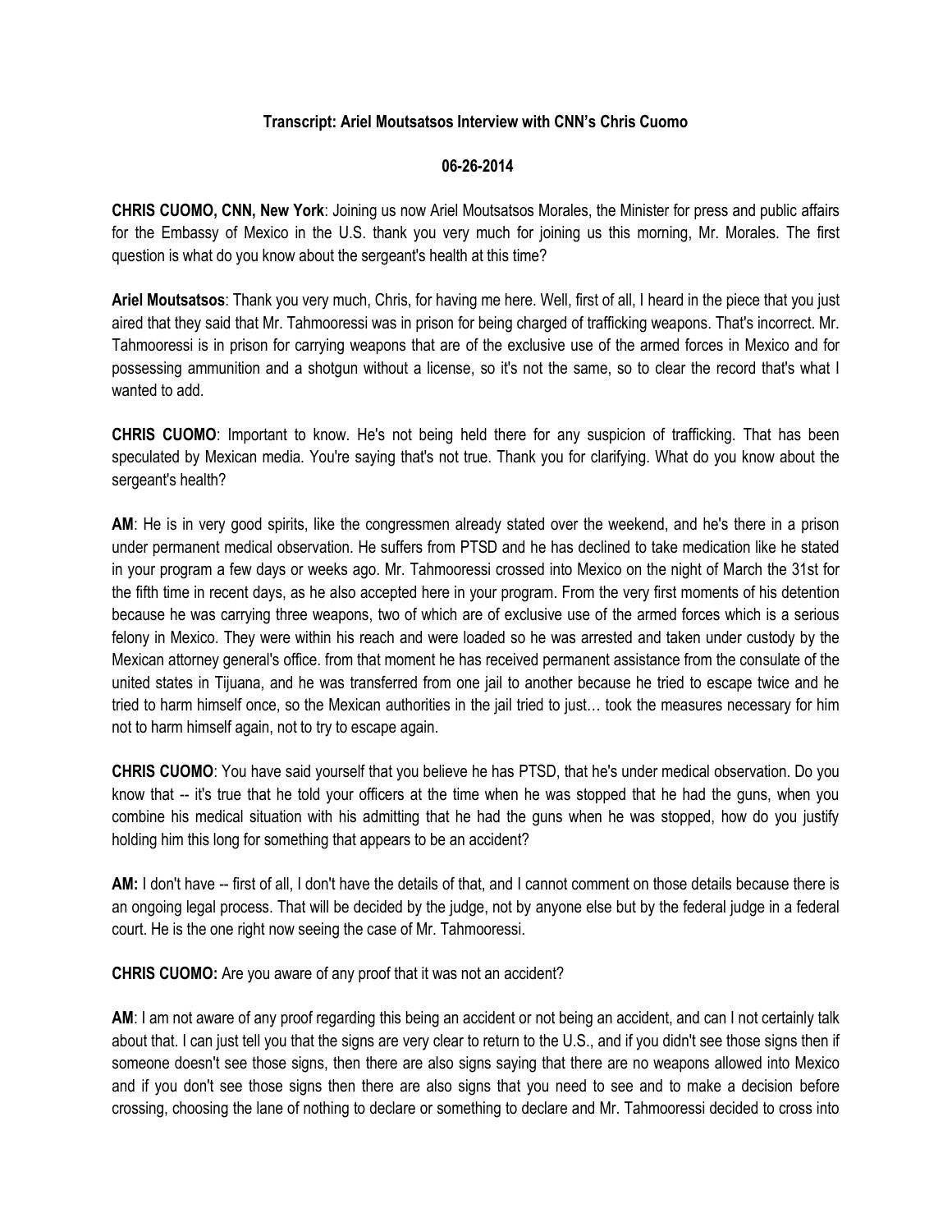**Transcript: Ariel Moutsatsos Interview with CNN's Chris Cuomo**

**06-26-2014**

**CHRIS CUOMO, CNN, New York**: Joining us now Ariel Moutsatsos Morales, the Minister for press and public affairs for the Embassy of Mexico in the U.S. thank you very much for joining us this morning, Mr. Morales. The first question is what do you know about the sergeant's health at this time?

**Ariel Moutsatsos**: Thank you very much, Chris, for having me here. Well, first of all, I heard in the piece that you just aired that they said that Mr. Tahmooressi was in prison for being charged of trafficking weapons. That's incorrect. Mr. Tahmooressi is in prison for carrying weapons that are of the exclusive use of the armed forces in Mexico and for possessing ammunition and a shotgun without a license, so it's not the same, so to clear the record that's what I wanted to add.

**CHRIS CUOMO**: Important to know. He's not being held there for any suspicion of trafficking. That has been speculated by Mexican media. You're saying that's not true. Thank you for clarifying. What do you know about the sergeant's health?

**AM**: He is in very good spirits, like the congressmen already stated over the weekend, and he's there in a prison under permanent medical observation. He suffers from PTSD and he has declined to take medication like he stated in your program a few days or weeks ago. Mr. Tahmooressi crossed into Mexico on the night of March the 31st for the fifth time in recent days, as he also accepted here in your program. From the very first moments of his detention because he was carrying three weapons, two of which are of exclusive use of the armed forces which is a serious felony in Mexico. They were within his reach and were loaded so he was arrested and taken under custody by the Mexican attorney general's office. from that moment he has received permanent assistance from the consulate of the united states in Tijuana, and he was transferred from one jail to another because he tried to escape twice and he tried to harm himself once, so the Mexican authorities in the jail tried to just… took the measures necessary for him not to harm himself again, not to try to escape again.

**CHRIS CUOMO**: You have said yourself that you believe he has PTSD, that he's under medical observation. Do you know that -- it's true that he told your officers at the time when he was stopped that he had the guns, when you combine his medical situation with his admitting that he had the guns when he was stopped, how do you justify holding him this long for something that appears to be an accident?

**AM:** I don't have -- first of all, I don't have the details of that, and I cannot comment on those details because there is an ongoing legal process. That will be decided by the judge, not by anyone else but by the federal judge in a federal court. He is the one right now seeing the case of Mr. Tahmooressi.

**CHRIS CUOMO:** Are you aware of any proof that it was not an accident?

**AM**: I am not aware of any proof regarding this being an accident or not being an accident, and can I not certainly talk about that. I can just tell you that the signs are very clear to return to the U.S., and if you didn't see those signs then if someone doesn't see those signs, then there are also signs saying that there are no weapons allowed into Mexico and if you don't see those signs then there are also signs that you need to see and to make a decision before crossing, choosing the lane of nothing to declare or something to declare and Mr. Tahmooressi decided to cross into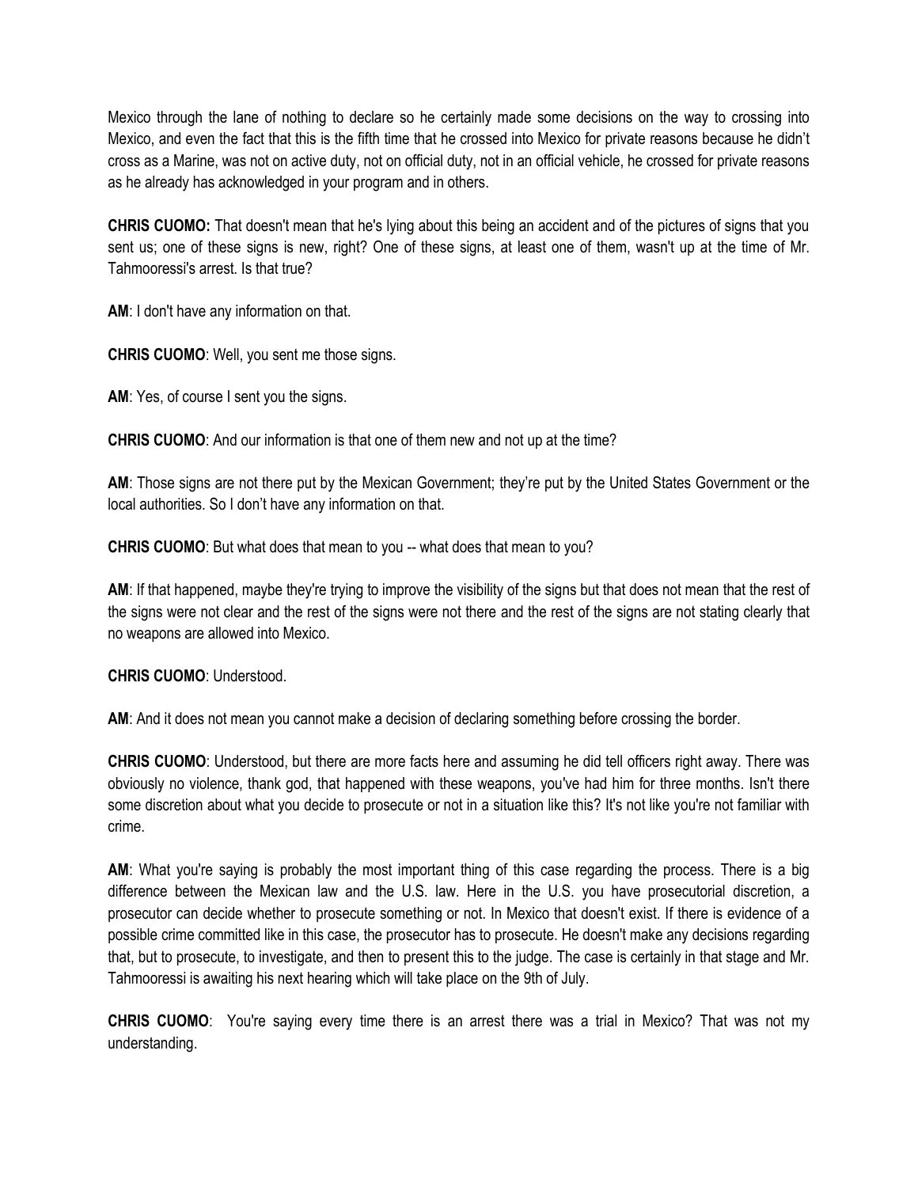Mexico through the lane of nothing to declare so he certainly made some decisions on the way to crossing into Mexico, and even the fact that this is the fifth time that he crossed into Mexico for private reasons because he didn't cross as a Marine, was not on active duty, not on official duty, not in an official vehicle, he crossed for private reasons as he already has acknowledged in your program and in others.

**CHRIS CUOMO:** That doesn't mean that he's lying about this being an accident and of the pictures of signs that you sent us; one of these signs is new, right? One of these signs, at least one of them, wasn't up at the time of Mr. Tahmooressi's arrest. Is that true?

**AM**: I don't have any information on that.

**CHRIS CUOMO**: Well, you sent me those signs.

**AM**: Yes, of course I sent you the signs.

**CHRIS CUOMO**: And our information is that one of them new and not up at the time?

**AM**: Those signs are not there put by the Mexican Government; they're put by the United States Government or the local authorities. So I don't have any information on that.

**CHRIS CUOMO**: But what does that mean to you -- what does that mean to you?

**AM**: If that happened, maybe they're trying to improve the visibility of the signs but that does not mean that the rest of the signs were not clear and the rest of the signs were not there and the rest of the signs are not stating clearly that no weapons are allowed into Mexico.

**CHRIS CUOMO**: Understood.

**AM**: And it does not mean you cannot make a decision of declaring something before crossing the border.

**CHRIS CUOMO**: Understood, but there are more facts here and assuming he did tell officers right away. There was obviously no violence, thank god, that happened with these weapons, you've had him for three months. Isn't there some discretion about what you decide to prosecute or not in a situation like this? It's not like you're not familiar with crime.

**AM**: What you're saying is probably the most important thing of this case regarding the process. There is a big difference between the Mexican law and the U.S. law. Here in the U.S. you have prosecutorial discretion, a prosecutor can decide whether to prosecute something or not. In Mexico that doesn't exist. If there is evidence of a possible crime committed like in this case, the prosecutor has to prosecute. He doesn't make any decisions regarding that, but to prosecute, to investigate, and then to present this to the judge. The case is certainly in that stage and Mr. Tahmooressi is awaiting his next hearing which will take place on the 9th of July.

**CHRIS CUOMO**: You're saying every time there is an arrest there was a trial in Mexico? That was not my understanding.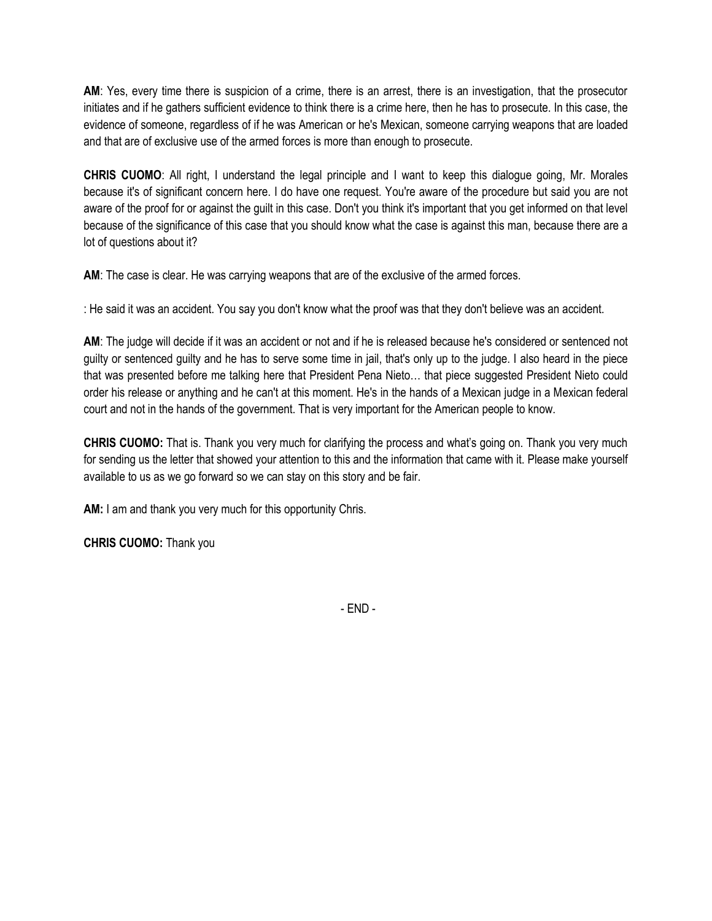**AM**: Yes, every time there is suspicion of a crime, there is an arrest, there is an investigation, that the prosecutor initiates and if he gathers sufficient evidence to think there is a crime here, then he has to prosecute. In this case, the evidence of someone, regardless of if he was American or he's Mexican, someone carrying weapons that are loaded and that are of exclusive use of the armed forces is more than enough to prosecute.

**CHRIS CUOMO**: All right, I understand the legal principle and I want to keep this dialogue going, Mr. Morales because it's of significant concern here. I do have one request. You're aware of the procedure but said you are not aware of the proof for or against the guilt in this case. Don't you think it's important that you get informed on that level because of the significance of this case that you should know what the case is against this man, because there are a lot of questions about it?

**AM**: The case is clear. He was carrying weapons that are of the exclusive of the armed forces.

: He said it was an accident. You say you don't know what the proof was that they don't believe was an accident.

**AM**: The judge will decide if it was an accident or not and if he is released because he's considered or sentenced not guilty or sentenced guilty and he has to serve some time in jail, that's only up to the judge. I also heard in the piece that was presented before me talking here that President Pena Nieto… that piece suggested President Nieto could order his release or anything and he can't at this moment. He's in the hands of a Mexican judge in a Mexican federal court and not in the hands of the government. That is very important for the American people to know.

**CHRIS CUOMO:** That is. Thank you very much for clarifying the process and what's going on. Thank you very much for sending us the letter that showed your attention to this and the information that came with it. Please make yourself available to us as we go forward so we can stay on this story and be fair.

**AM:** I am and thank you very much for this opportunity Chris.

**CHRIS CUOMO:** Thank you

- END -